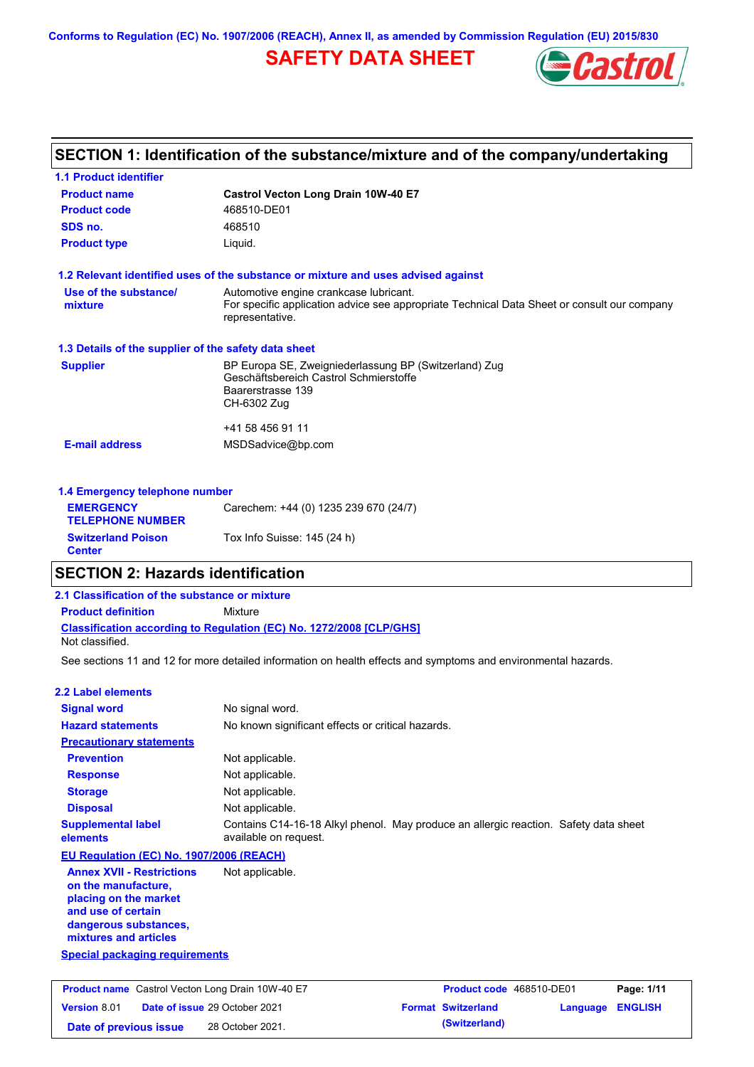Conforms to Regulation (EC) No. 1907/2006 (REACH), Annex II, as amended by Commission Regulation (EU) 2015/830

# SAFETY DATA SHEET

## SECTION 1: Identification of the substance/mixture and of the company/undertaking

### 1.1 Product identifier

| | |
|---|---|
| **Product name** | **Castrol Vecton Long Drain 10W-40 E7** |
| **Product code** | 468510-DE01 |
| **SDS no.** | 468510 |
| **Product type** | Liquid. |

### 1.2 Relevant identified uses of the substance or mixture and uses advised against

| | |
|---|---|
| **Use of the substance/ mixture** | Automotive engine crankcase lubricant. For specific application advice see appropriate Technical Data Sheet or consult our company representative. |

### 1.3 Details of the supplier of the safety data sheet

| | |
|---|---|
| **Supplier** | BP Europa SE, Zweigniederlassung BP (Switzerland) Zug<br>Geschäftsbereich Castrol Schmierstoffe<br>Baarerstrasse 139<br>CH-6302 Zug<br><br>+41 58 456 91 11 |
| **E-mail address** | MSDSadvice@bp.com |

### 1.4 Emergency telephone number

| | |
|---|---|
| **EMERGENCY TELEPHONE NUMBER** | Carechem: +44 (0) 1235 239 670 (24/7) |
| **Switzerland Poison Center** | Tox Info Suisse: 145 (24 h) |

## SECTION 2: Hazards identification

### 2.1 Classification of the substance or mixture

**Product definition** Mixture

**Classification according to Regulation (EC) No. 1272/2008 [CLP/GHS]**

Not classified.

See sections 11 and 12 for more detailed information on health effects and symptoms and environmental hazards.

### 2.2 Label elements

| | |
|---|---|
| **Signal word** | No signal word. |
| **Hazard statements** | No known significant effects or critical hazards. |
| **Precautionary statements** | |
| **Prevention** | Not applicable. |
| **Response** | Not applicable. |
| **Storage** | Not applicable. |
| **Disposal** | Not applicable. |
| **Supplemental label elements** | Contains C14-16-18 Alkyl phenol. May produce an allergic reaction. Safety data sheet available on request. |

**EU Regulation (EC) No. 1907/2006 (REACH)**

| | |
|---|---|
| **Annex XVII - Restrictions on the manufacture, placing on the market and use of certain dangerous substances, mixtures and articles** | Not applicable. |

**Special packaging requirements**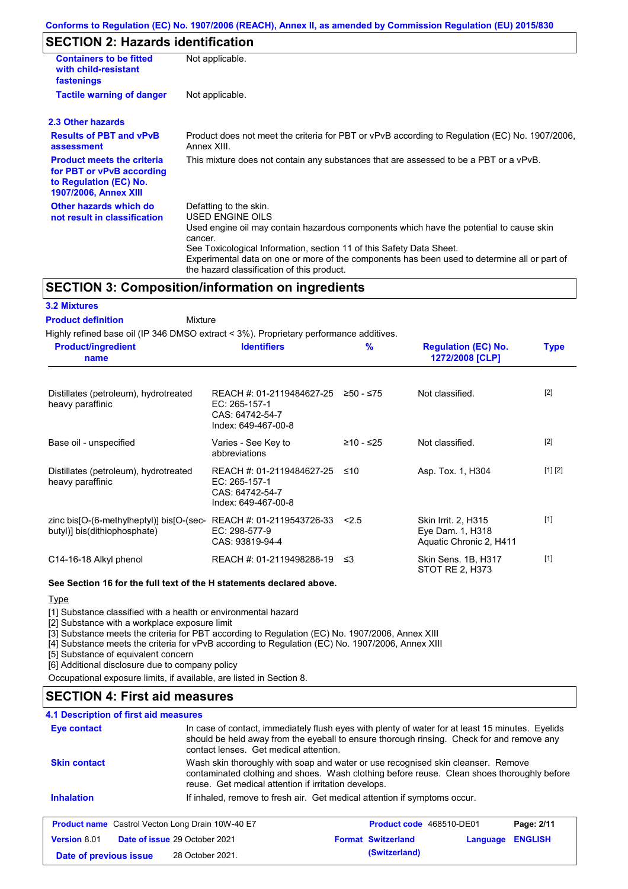## SECTION 2: Hazards identification

| | |
|---|---|
| **Containers to be fitted with child-resistant fastenings** | Not applicable. |
| **Tactile warning of danger** | Not applicable. |

### 2.3 Other hazards

| | |
|---|---|
| **Results of PBT and vPvB assessment** | Product does not meet the criteria for PBT or vPvB according to Regulation (EC) No. 1907/2006, Annex XIII. |
| **Product meets the criteria for PBT or vPvB according to Regulation (EC) No. 1907/2006, Annex XIII** | This mixture does not contain any substances that are assessed to be a PBT or a vPvB. |
| **Other hazards which do not result in classification** | Defatting to the skin.<br>USED ENGINE OILS<br>Used engine oil may contain hazardous components which have the potential to cause skin cancer.<br>See Toxicological Information, section 11 of this Safety Data Sheet.<br>Experimental data on one or more of the components has been used to determine all or part of the hazard classification of this product. |

## SECTION 3: Composition/information on ingredients

### 3.2 Mixtures

**Product definition** Mixture

Highly refined base oil (IP 346 DMSO extract < 3%). Proprietary performance additives.

| Product/ingredient name | Identifiers | % | Regulation (EC) No. 1272/2008 [CLP] | Type |
|---|---|---|---|---|
| Distillates (petroleum), hydrotreated heavy paraffinic | REACH #: 01-2119484627-25<br>EC: 265-157-1<br>CAS: 64742-54-7<br>Index: 649-467-00-8 | ≥50 - ≤75 | Not classified. | [2] |
| Base oil - unspecified | Varies - See Key to abbreviations | ≥10 - ≤25 | Not classified. | [2] |
| Distillates (petroleum), hydrotreated heavy paraffinic | REACH #: 01-2119484627-25<br>EC: 265-157-1<br>CAS: 64742-54-7<br>Index: 649-467-00-8 | ≤10 | Asp. Tox. 1, H304 | [1] [2] |
| zinc bis[O-(6-methylheptyl)] bis[O-(sec-butyl)] bis(dithiophosphate) | REACH #: 01-2119543726-33<br>EC: 298-577-9<br>CAS: 93819-94-4 | <2.5 | Skin Irrit. 2, H315<br>Eye Dam. 1, H318<br>Aquatic Chronic 2, H411 | [1] |
| C14-16-18 Alkyl phenol | REACH #: 01-2119498288-19 | ≤3 | Skin Sens. 1B, H317<br>STOT RE 2, H373 | [1] |

**See Section 16 for the full text of the H statements declared above.**

Type

[1] Substance classified with a health or environmental hazard
[2] Substance with a workplace exposure limit
[3] Substance meets the criteria for PBT according to Regulation (EC) No. 1907/2006, Annex XIII
[4] Substance meets the criteria for vPvB according to Regulation (EC) No. 1907/2006, Annex XIII
[5] Substance of equivalent concern
[6] Additional disclosure due to company policy

Occupational exposure limits, if available, are listed in Section 8.

## SECTION 4: First aid measures

### 4.1 Description of first aid measures

| | |
|---|---|
| **Eye contact** | In case of contact, immediately flush eyes with plenty of water for at least 15 minutes. Eyelids should be held away from the eyeball to ensure thorough rinsing. Check for and remove any contact lenses. Get medical attention. |
| **Skin contact** | Wash skin thoroughly with soap and water or use recognised skin cleanser. Remove contaminated clothing and shoes. Wash clothing before reuse. Clean shoes thoroughly before reuse. Get medical attention if irritation develops. |
| **Inhalation** | If inhaled, remove to fresh air. Get medical attention if symptoms occur. |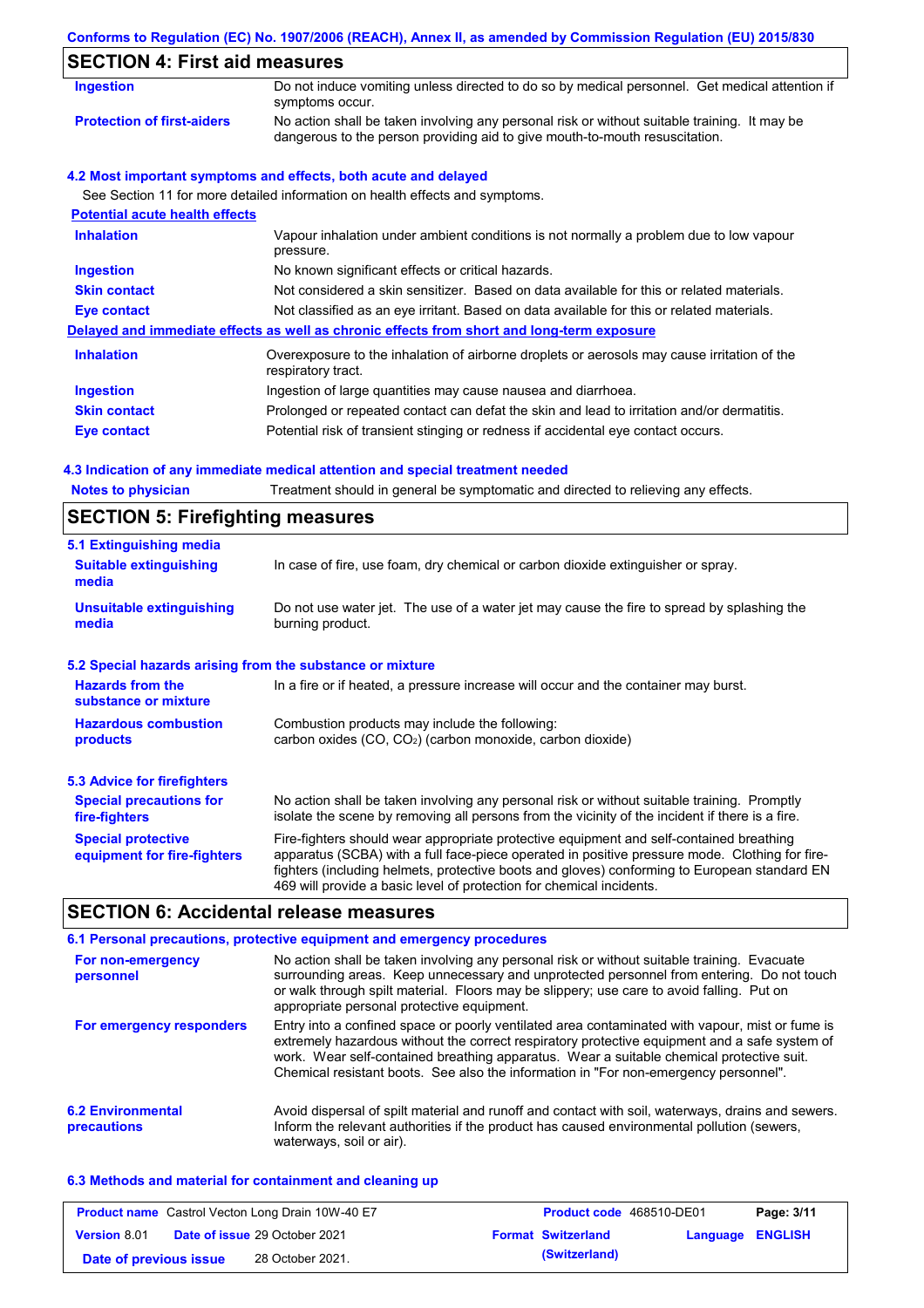## SECTION 4: First aid measures

| | |
|---|---|
| **Ingestion** | Do not induce vomiting unless directed to do so by medical personnel. Get medical attention if symptoms occur. |
| **Protection of first-aiders** | No action shall be taken involving any personal risk or without suitable training. It may be dangerous to the person providing aid to give mouth-to-mouth resuscitation. |

### 4.2 Most important symptoms and effects, both acute and delayed

See Section 11 for more detailed information on health effects and symptoms.

**Potential acute health effects**

| | |
|---|---|
| **Inhalation** | Vapour inhalation under ambient conditions is not normally a problem due to low vapour pressure. |
| **Ingestion** | No known significant effects or critical hazards. |
| **Skin contact** | Not considered a skin sensitizer. Based on data available for this or related materials. |
| **Eye contact** | Not classified as an eye irritant. Based on data available for this or related materials. |

**Delayed and immediate effects as well as chronic effects from short and long-term exposure**

| | |
|---|---|
| **Inhalation** | Overexposure to the inhalation of airborne droplets or aerosols may cause irritation of the respiratory tract. |
| **Ingestion** | Ingestion of large quantities may cause nausea and diarrhoea. |
| **Skin contact** | Prolonged or repeated contact can defat the skin and lead to irritation and/or dermatitis. |
| **Eye contact** | Potential risk of transient stinging or redness if accidental eye contact occurs. |

### 4.3 Indication of any immediate medical attention and special treatment needed

| | |
|---|---|
| **Notes to physician** | Treatment should in general be symptomatic and directed to relieving any effects. |

## SECTION 5: Firefighting measures

### 5.1 Extinguishing media

| | |
|---|---|
| **Suitable extinguishing media** | In case of fire, use foam, dry chemical or carbon dioxide extinguisher or spray. |
| **Unsuitable extinguishing media** | Do not use water jet. The use of a water jet may cause the fire to spread by splashing the burning product. |

### 5.2 Special hazards arising from the substance or mixture

| | |
|---|---|
| **Hazards from the substance or mixture** | In a fire or if heated, a pressure increase will occur and the container may burst. |
| **Hazardous combustion products** | Combustion products may include the following: carbon oxides (CO, $CO_2$) (carbon monoxide, carbon dioxide) |

### 5.3 Advice for firefighters

| | |
|---|---|
| **Special precautions for fire-fighters** | No action shall be taken involving any personal risk or without suitable training. Promptly isolate the scene by removing all persons from the vicinity of the incident if there is a fire. |
| **Special protective equipment for fire-fighters** | Fire-fighters should wear appropriate protective equipment and self-contained breathing apparatus (SCBA) with a full face-piece operated in positive pressure mode. Clothing for fire-fighters (including helmets, protective boots and gloves) conforming to European standard EN 469 will provide a basic level of protection for chemical incidents. |

## SECTION 6: Accidental release measures

### 6.1 Personal precautions, protective equipment and emergency procedures

| | |
|---|---|
| **For non-emergency personnel** | No action shall be taken involving any personal risk or without suitable training. Evacuate surrounding areas. Keep unnecessary and unprotected personnel from entering. Do not touch or walk through spilt material. Floors may be slippery; use care to avoid falling. Put on appropriate personal protective equipment. |
| **For emergency responders** | Entry into a confined space or poorly ventilated area contaminated with vapour, mist or fume is extremely hazardous without the correct respiratory protective equipment and a safe system of work. Wear self-contained breathing apparatus. Wear a suitable chemical protective suit. Chemical resistant boots. See also the information in "For non-emergency personnel". |

| | |
|---|---|
| **6.2 Environmental precautions** | Avoid dispersal of spilt material and runoff and contact with soil, waterways, drains and sewers. Inform the relevant authorities if the product has caused environmental pollution (sewers, waterways, soil or air). |

### 6.3 Methods and material for containment and cleaning up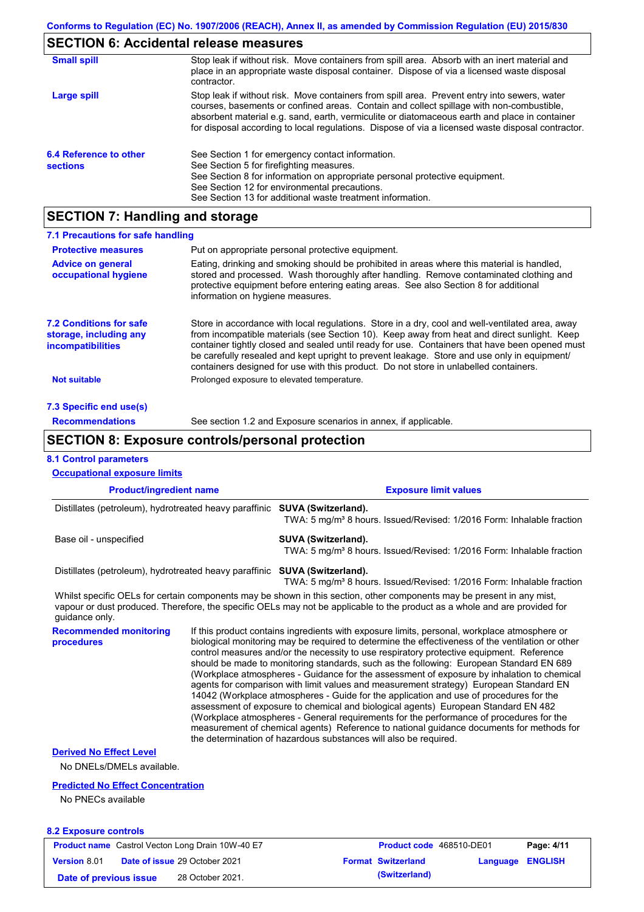## SECTION 6: Accidental release measures

| | |
|---|---|
| **Small spill** | Stop leak if without risk. Move containers from spill area. Absorb with an inert material and place in an appropriate waste disposal container. Dispose of via a licensed waste disposal contractor. |
| **Large spill** | Stop leak if without risk. Move containers from spill area. Prevent entry into sewers, water courses, basements or confined areas. Contain and collect spillage with non-combustible, absorbent material e.g. sand, earth, vermiculite or diatomaceous earth and place in container for disposal according to local regulations. Dispose of via a licensed waste disposal contractor. |
| **6.4 Reference to other sections** | See Section 1 for emergency contact information.<br>See Section 5 for firefighting measures.<br>See Section 8 for information on appropriate personal protective equipment.<br>See Section 12 for environmental precautions.<br>See Section 13 for additional waste treatment information. |

## SECTION 7: Handling and storage

### 7.1 Precautions for safe handling

| | |
|---|---|
| **Protective measures** | Put on appropriate personal protective equipment. |
| **Advice on general occupational hygiene** | Eating, drinking and smoking should be prohibited in areas where this material is handled, stored and processed. Wash thoroughly after handling. Remove contaminated clothing and protective equipment before entering eating areas. See also Section 8 for additional information on hygiene measures. |
| **7.2 Conditions for safe storage, including any incompatibilities** | Store in accordance with local regulations. Store in a dry, cool and well-ventilated area, away from incompatible materials (see Section 10). Keep away from heat and direct sunlight. Keep container tightly closed and sealed until ready for use. Containers that have been opened must be carefully resealed and kept upright to prevent leakage. Store and use only in equipment/ containers designed for use with this product. Do not store in unlabelled containers. |
| **Not suitable** | Prolonged exposure to elevated temperature. |

### 7.3 Specific end use(s)

| | |
|---|---|
| **Recommendations** | See section 1.2 and Exposure scenarios in annex, if applicable. |

## SECTION 8: Exposure controls/personal protection

### 8.1 Control parameters

**Occupational exposure limits**

| Product/ingredient name | Exposure limit values |
|---|---|
| Distillates (petroleum), hydrotreated heavy paraffinic | **SUVA (Switzerland).**<br>TWA: 5 mg/m³ 8 hours. Issued/Revised: 1/2016 Form: Inhalable fraction |
| Base oil - unspecified | **SUVA (Switzerland).**<br>TWA: 5 mg/m³ 8 hours. Issued/Revised: 1/2016 Form: Inhalable fraction |
| Distillates (petroleum), hydrotreated heavy paraffinic | **SUVA (Switzerland).**<br>TWA: 5 mg/m³ 8 hours. Issued/Revised: 1/2016 Form: Inhalable fraction |

Whilst specific OELs for certain components may be shown in this section, other components may be present in any mist, vapour or dust produced. Therefore, the specific OELs may not be applicable to the product as a whole and are provided for guidance only.

| | |
|---|---|
| **Recommended monitoring procedures** | If this product contains ingredients with exposure limits, personal, workplace atmosphere or biological monitoring may be required to determine the effectiveness of the ventilation or other control measures and/or the necessity to use respiratory protective equipment. Reference should be made to monitoring standards, such as the following: European Standard EN 689 (Workplace atmospheres - Guidance for the assessment of exposure by inhalation to chemical agents for comparison with limit values and measurement strategy) European Standard EN 14042 (Workplace atmospheres - Guide for the application and use of procedures for the assessment of exposure to chemical and biological agents) European Standard EN 482 (Workplace atmospheres - General requirements for the performance of procedures for the measurement of chemical agents) Reference to national guidance documents for methods for the determination of hazardous substances will also be required. |

**Derived No Effect Level**

No DNELs/DMELs available.

**Predicted No Effect Concentration**

No PNECs available

### 8.2 Exposure controls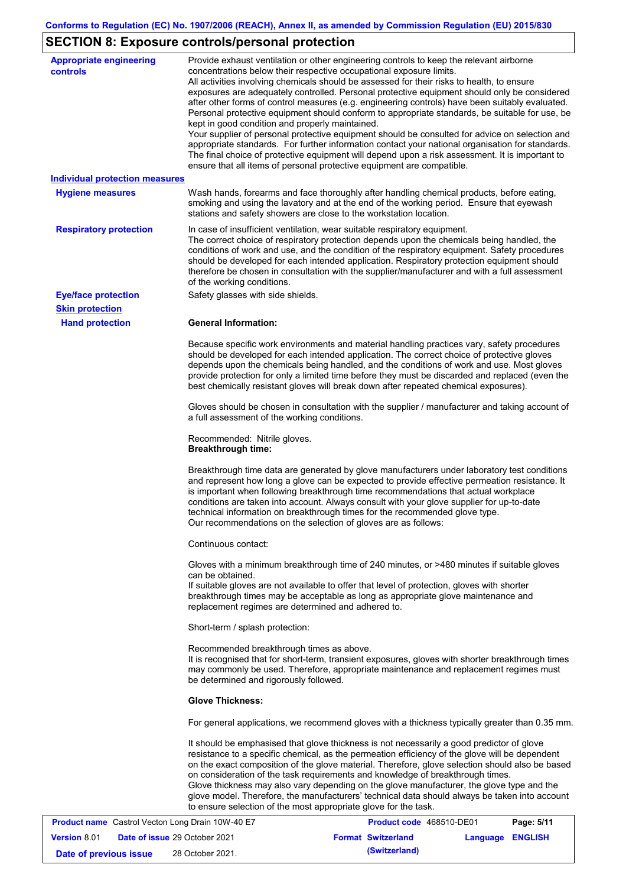## SECTION 8: Exposure controls/personal protection

**Appropriate engineering controls**

Provide exhaust ventilation or other engineering controls to keep the relevant airborne concentrations below their respective occupational exposure limits.
All activities involving chemicals should be assessed for their risks to health, to ensure exposures are adequately controlled. Personal protective equipment should only be considered after other forms of control measures (e.g. engineering controls) have been suitably evaluated. Personal protective equipment should conform to appropriate standards, be suitable for use, be kept in good condition and properly maintained.
Your supplier of personal protective equipment should be consulted for advice on selection and appropriate standards. For further information contact your national organisation for standards. The final choice of protective equipment will depend upon a risk assessment. It is important to ensure that all items of personal protective equipment are compatible.

**Individual protection measures**

**Hygiene measures**

Wash hands, forearms and face thoroughly after handling chemical products, before eating, smoking and using the lavatory and at the end of the working period. Ensure that eyewash stations and safety showers are close to the workstation location.

**Respiratory protection**

In case of insufficient ventilation, wear suitable respiratory equipment.
The correct choice of respiratory protection depends upon the chemicals being handled, the conditions of work and use, and the condition of the respiratory equipment. Safety procedures should be developed for each intended application. Respiratory protection equipment should therefore be chosen in consultation with the supplier/manufacturer and with a full assessment of the working conditions.

**Eye/face protection**

Safety glasses with side shields.

**Skin protection**

**Hand protection**

**General Information:**

Because specific work environments and material handling practices vary, safety procedures should be developed for each intended application. The correct choice of protective gloves depends upon the chemicals being handled, and the conditions of work and use. Most gloves provide protection for only a limited time before they must be discarded and replaced (even the best chemically resistant gloves will break down after repeated chemical exposures).

Gloves should be chosen in consultation with the supplier / manufacturer and taking account of a full assessment of the working conditions.

Recommended: Nitrile gloves.
**Breakthrough time:**

Breakthrough time data are generated by glove manufacturers under laboratory test conditions and represent how long a glove can be expected to provide effective permeation resistance. It is important when following breakthrough time recommendations that actual workplace conditions are taken into account. Always consult with your glove supplier for up-to-date technical information on breakthrough times for the recommended glove type.
Our recommendations on the selection of gloves are as follows:

Continuous contact:

Gloves with a minimum breakthrough time of 240 minutes, or >480 minutes if suitable gloves can be obtained.
If suitable gloves are not available to offer that level of protection, gloves with shorter breakthrough times may be acceptable as long as appropriate glove maintenance and replacement regimes are determined and adhered to.

Short-term / splash protection:

Recommended breakthrough times as above.
It is recognised that for short-term, transient exposures, gloves with shorter breakthrough times may commonly be used. Therefore, appropriate maintenance and replacement regimes must be determined and rigorously followed.

**Glove Thickness:**

For general applications, we recommend gloves with a thickness typically greater than 0.35 mm.

It should be emphasised that glove thickness is not necessarily a good predictor of glove resistance to a specific chemical, as the permeation efficiency of the glove will be dependent on the exact composition of the glove material. Therefore, glove selection should also be based on consideration of the task requirements and knowledge of breakthrough times.
Glove thickness may also vary depending on the glove manufacturer, the glove type and the glove model. Therefore, the manufacturers' technical data should always be taken into account to ensure selection of the most appropriate glove for the task.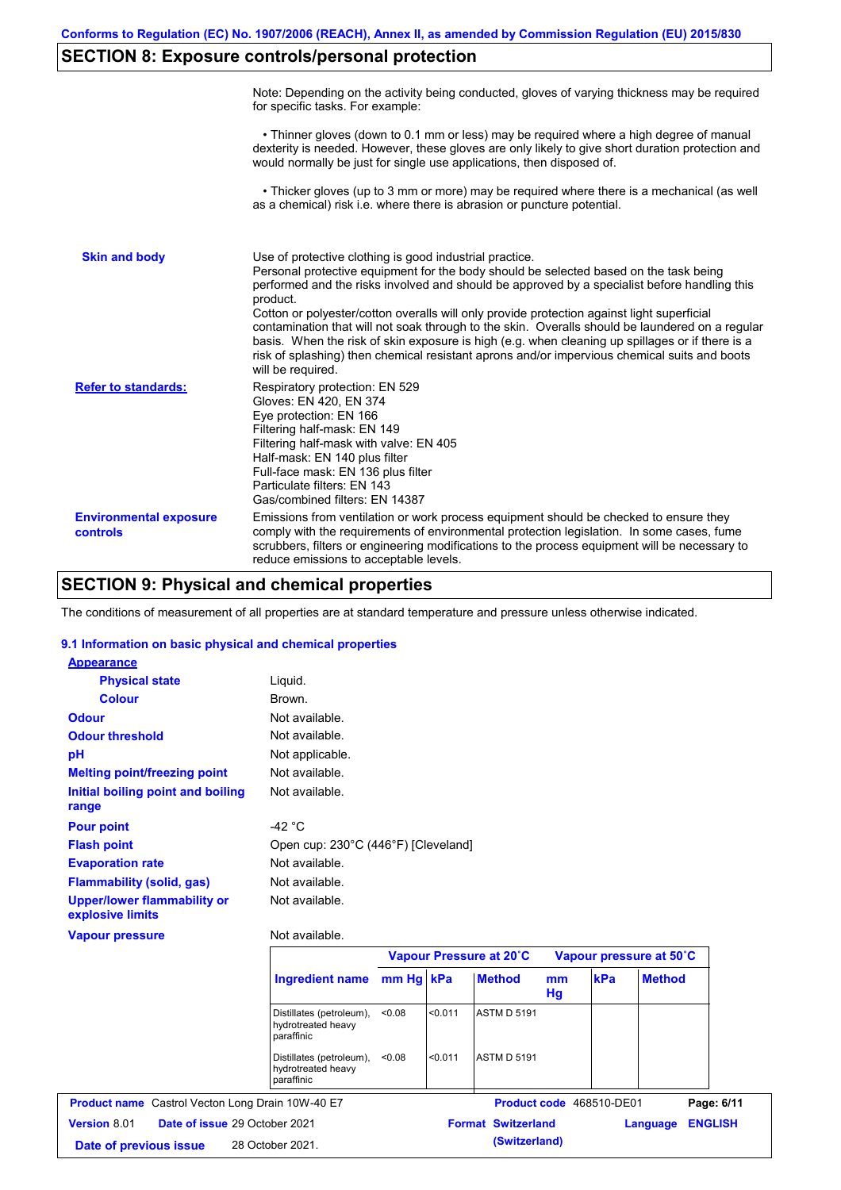## SECTION 8: Exposure controls/personal protection

Note: Depending on the activity being conducted, gloves of varying thickness may be required for specific tasks. For example:

• Thinner gloves (down to 0.1 mm or less) may be required where a high degree of manual dexterity is needed. However, these gloves are only likely to give short duration protection and would normally be just for single use applications, then disposed of.

• Thicker gloves (up to 3 mm or more) may be required where there is a mechanical (as well as a chemical) risk i.e. where there is abrasion or puncture potential.

**Skin and body**

Use of protective clothing is good industrial practice.
Personal protective equipment for the body should be selected based on the task being performed and the risks involved and should be approved by a specialist before handling this product.
Cotton or polyester/cotton overalls will only provide protection against light superficial contamination that will not soak through to the skin. Overalls should be laundered on a regular basis. When the risk of skin exposure is high (e.g. when cleaning up spillages or if there is a risk of splashing) then chemical resistant aprons and/or impervious chemical suits and boots will be required.

**Refer to standards:**

Respiratory protection: EN 529
Gloves: EN 420, EN 374
Eye protection: EN 166
Filtering half-mask: EN 149
Filtering half-mask with valve: EN 405
Half-mask: EN 140 plus filter
Full-face mask: EN 136 plus filter
Particulate filters: EN 143
Gas/combined filters: EN 14387

**Environmental exposure controls**

Emissions from ventilation or work process equipment should be checked to ensure they comply with the requirements of environmental protection legislation. In some cases, fume scrubbers, filters or engineering modifications to the process equipment will be necessary to reduce emissions to acceptable levels.

## SECTION 9: Physical and chemical properties

The conditions of measurement of all properties are at standard temperature and pressure unless otherwise indicated.

### 9.1 Information on basic physical and chemical properties

**Appearance**

| | |
|---|---|
| **Physical state** | Liquid. |
| **Colour** | Brown. |
| **Odour** | Not available. |
| **Odour threshold** | Not available. |
| **pH** | Not applicable. |
| **Melting point/freezing point** | Not available. |
| **Initial boiling point and boiling range** | Not available. |
| **Pour point** | -42 °C |
| **Flash point** | Open cup: 230°C (446°F) [Cleveland] |
| **Evaporation rate** | Not available. |
| **Flammability (solid, gas)** | Not available. |
| **Upper/lower flammability or explosive limits** | Not available. |
| **Vapour pressure** | Not available. |

| | Vapour Pressure at 20˚C | | | Vapour pressure at 50˚C | | |
|---|---|---|---|---|---|---|
| **Ingredient name** | **mm Hg** | **kPa** | **Method** | **mm Hg** | **kPa** | **Method** |
| Distillates (petroleum), hydrotreated heavy paraffinic | <0.08 | <0.011 | ASTM D 5191 | | | |
| Distillates (petroleum), hydrotreated heavy paraffinic | <0.08 | <0.011 | ASTM D 5191 | | | |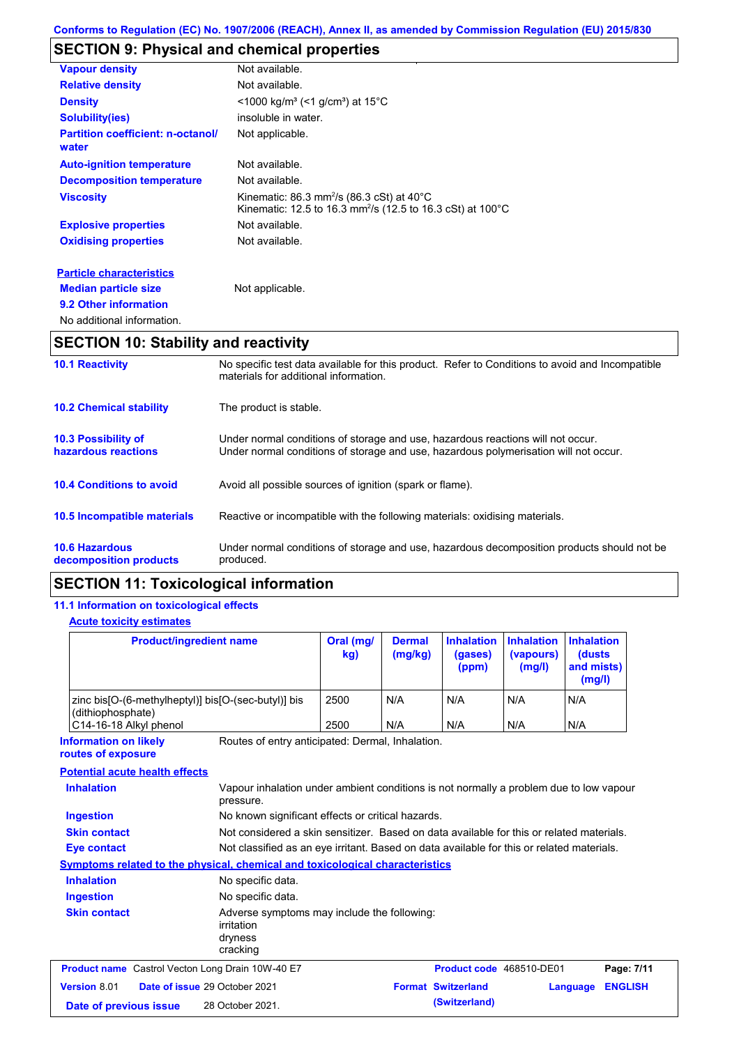Conforms to Regulation (EC) No. 1907/2006 (REACH), Annex II, as amended by Commission Regulation (EU) 2015/830

## SECTION 9: Physical and chemical properties

| | |
|---|---|
| **Vapour density** | Not available. |
| **Relative density** | Not available. |
| **Density** | <1000 kg/m³ (<1 g/cm³) at 15°C |
| **Solubility(ies)** | insoluble in water. |
| **Partition coefficient: n-octanol/ water** | Not applicable. |
| **Auto-ignition temperature** | Not available. |
| **Decomposition temperature** | Not available. |
| **Viscosity** | Kinematic: 86.3 mm²/s (86.3 cSt) at 40°C<br>Kinematic: 12.5 to 16.3 mm²/s (12.5 to 16.3 cSt) at 100°C |
| **Explosive properties** | Not available. |
| **Oxidising properties** | Not available. |

**Particle characteristics**

**Median particle size** Not applicable.

**9.2 Other information**

No additional information.

## SECTION 10: Stability and reactivity

**10.1 Reactivity** No specific test data available for this product. Refer to Conditions to avoid and Incompatible materials for additional information.

**10.2 Chemical stability** The product is stable.

**10.3 Possibility of hazardous reactions** Under normal conditions of storage and use, hazardous reactions will not occur. Under normal conditions of storage and use, hazardous polymerisation will not occur.

**10.4 Conditions to avoid** Avoid all possible sources of ignition (spark or flame).

**10.5 Incompatible materials** Reactive or incompatible with the following materials: oxidising materials.

**10.6 Hazardous decomposition products** Under normal conditions of storage and use, hazardous decomposition products should not be produced.

## SECTION 11: Toxicological information

**11.1 Information on toxicological effects**

**Acute toxicity estimates**

| Product/ingredient name | Oral (mg/kg) | Dermal (mg/kg) | Inhalation (gases) (ppm) | Inhalation (vapours) (mg/l) | Inhalation (dusts and mists) (mg/l) |
|---|---|---|---|---|---|
| zinc bis[O-(6-methylheptyl)] bis[O-(sec-butyl)] bis (dithiophosphate) | 2500 | N/A | N/A | N/A | N/A |
| C14-16-18 Alkyl phenol | 2500 | N/A | N/A | N/A | N/A |

**Information on likely routes of exposure** Routes of entry anticipated: Dermal, Inhalation.

**Potential acute health effects**

**Inhalation** Vapour inhalation under ambient conditions is not normally a problem due to low vapour pressure.

**Ingestion** No known significant effects or critical hazards.

**Skin contact** Not considered a skin sensitizer. Based on data available for this or related materials.

**Eye contact** Not classified as an eye irritant. Based on data available for this or related materials.

**Symptoms related to the physical, chemical and toxicological characteristics**

**Inhalation** No specific data.

**Ingestion** No specific data.

**Skin contact** Adverse symptoms may include the following:
irritation
dryness
cracking

| | | | |
|---|---|---|---|
| **Product name** Castrol Vecton Long Drain 10W-40 E7 | | **Product code** 468510-DE01 | **Page:** 7/11 |
| **Version** 8.01 | **Date of issue** 29 October 2021 | **Format** Switzerland (Switzerland) | **Language** ENGLISH |
| **Date of previous issue** 28 October 2021. | | | |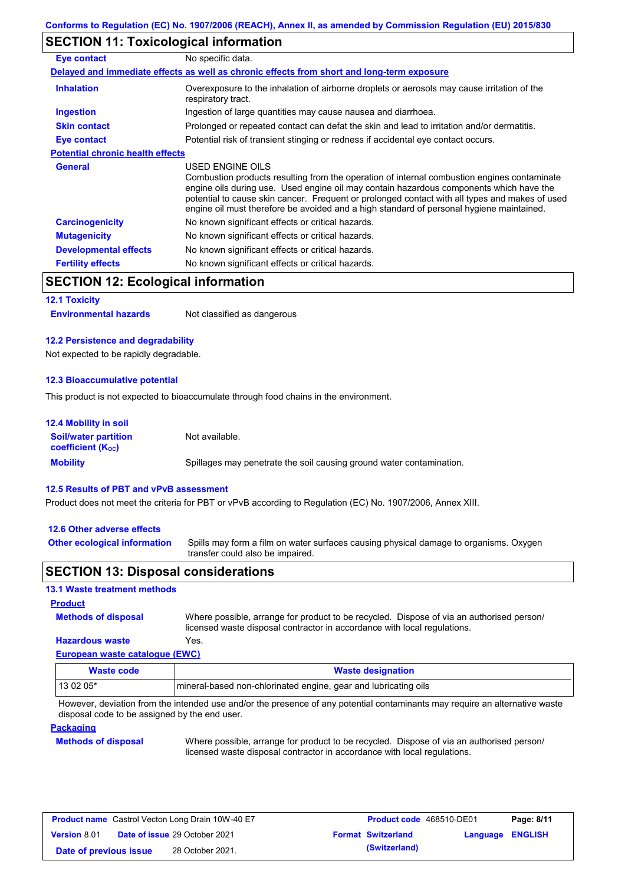## SECTION 11: Toxicological information

**Eye contact** No specific data.

**Delayed and immediate effects as well as chronic effects from short and long-term exposure**

**Inhalation** Overexposure to the inhalation of airborne droplets or aerosols may cause irritation of the respiratory tract.

**Ingestion** Ingestion of large quantities may cause nausea and diarrhoea.

**Skin contact** Prolonged or repeated contact can defat the skin and lead to irritation and/or dermatitis.

**Eye contact** Potential risk of transient stinging or redness if accidental eye contact occurs.

**Potential chronic health effects**

**General** USED ENGINE OILS
Combustion products resulting from the operation of internal combustion engines contaminate engine oils during use. Used engine oil may contain hazardous components which have the potential to cause skin cancer. Frequent or prolonged contact with all types and makes of used engine oil must therefore be avoided and a high standard of personal hygiene maintained.

**Carcinogenicity** No known significant effects or critical hazards.

**Mutagenicity** No known significant effects or critical hazards.

**Developmental effects** No known significant effects or critical hazards.

**Fertility effects** No known significant effects or critical hazards.

## SECTION 12: Ecological information

### 12.1 Toxicity

**Environmental hazards** Not classified as dangerous

### 12.2 Persistence and degradability

Not expected to be rapidly degradable.

### 12.3 Bioaccumulative potential

This product is not expected to bioaccumulate through food chains in the environment.

### 12.4 Mobility in soil

**Soil/water partition coefficient ($K_{OC}$)** Not available.

**Mobility** Spillages may penetrate the soil causing ground water contamination.

### 12.5 Results of PBT and vPvB assessment

Product does not meet the criteria for PBT or vPvB according to Regulation (EC) No. 1907/2006, Annex XIII.

### 12.6 Other adverse effects

**Other ecological information** Spills may form a film on water surfaces causing physical damage to organisms. Oxygen transfer could also be impaired.

## SECTION 13: Disposal considerations

### 13.1 Waste treatment methods

**Product**

**Methods of disposal** Where possible, arrange for product to be recycled. Dispose of via an authorised person/ licensed waste disposal contractor in accordance with local regulations.

**Hazardous waste** Yes.

**European waste catalogue (EWC)**

| Waste code | Waste designation |
| --- | --- |
| 13 02 05* | mineral-based non-chlorinated engine, gear and lubricating oils |

However, deviation from the intended use and/or the presence of any potential contaminants may require an alternative waste disposal code to be assigned by the end user.

**Packaging**

**Methods of disposal** Where possible, arrange for product to be recycled. Dispose of via an authorised person/ licensed waste disposal contractor in accordance with local regulations.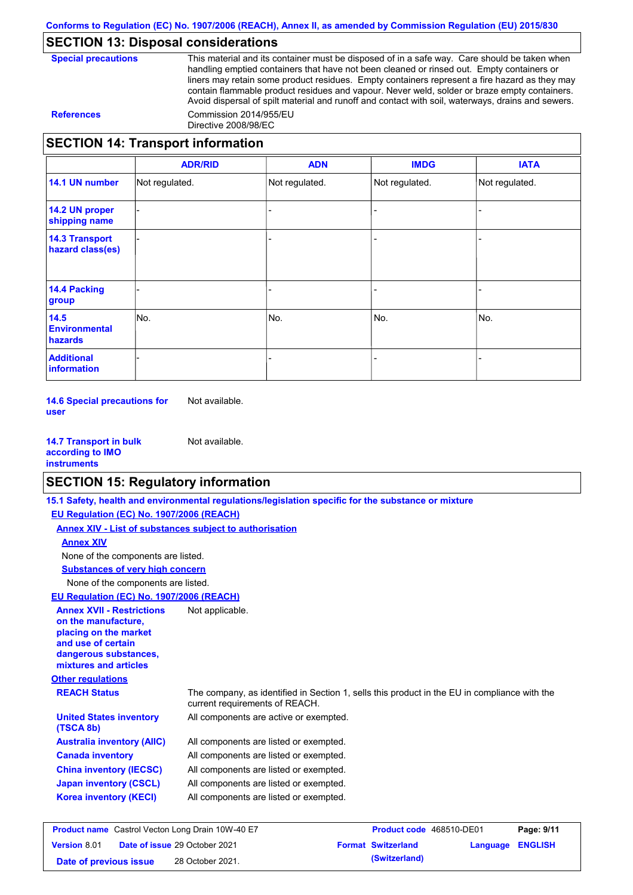## SECTION 13: Disposal considerations

**Special precautions**

This material and its container must be disposed of in a safe way. Care should be taken when handling emptied containers that have not been cleaned or rinsed out. Empty containers or liners may retain some product residues. Empty containers represent a fire hazard as they may contain flammable product residues and vapour. Never weld, solder or braze empty containers. Avoid dispersal of spilt material and runoff and contact with soil, waterways, drains and sewers.

**References**

Commission 2014/955/EU
Directive 2008/98/EC

## SECTION 14: Transport information

| | ADR/RID | ADN | IMDG | IATA |
|---|---|---|---|---|
| **14.1 UN number** | Not regulated. | Not regulated. | Not regulated. | Not regulated. |
| **14.2 UN proper shipping name** | - | - | - | - |
| **14.3 Transport hazard class(es)** | - | - | - | - |
| **14.4 Packing group** | - | - | - | - |
| **14.5 Environmental hazards** | No. | No. | No. | No. |
| **Additional information** | - | - | - | - |

**14.6 Special precautions for user** Not available.

**14.7 Transport in bulk according to IMO instruments** Not available.

## SECTION 15: Regulatory information

**15.1 Safety, health and environmental regulations/legislation specific for the substance or mixture**

**EU Regulation (EC) No. 1907/2006 (REACH)**

**Annex XIV - List of substances subject to authorisation**

**Annex XIV**

None of the components are listed.

**Substances of very high concern**

None of the components are listed.

**EU Regulation (EC) No. 1907/2006 (REACH)**

**Annex XVII - Restrictions on the manufacture, placing on the market and use of certain dangerous substances, mixtures and articles** Not applicable.

**Other regulations**

**REACH Status** The company, as identified in Section 1, sells this product in the EU in compliance with the current requirements of REACH.

**United States inventory (TSCA 8b)** All components are active or exempted.

**Australia inventory (AIIC)** All components are listed or exempted.

**Canada inventory** All components are listed or exempted.

**China inventory (IECSC)** All components are listed or exempted.

**Japan inventory (CSCL)** All components are listed or exempted.

**Korea inventory (KECI)** All components are listed or exempted.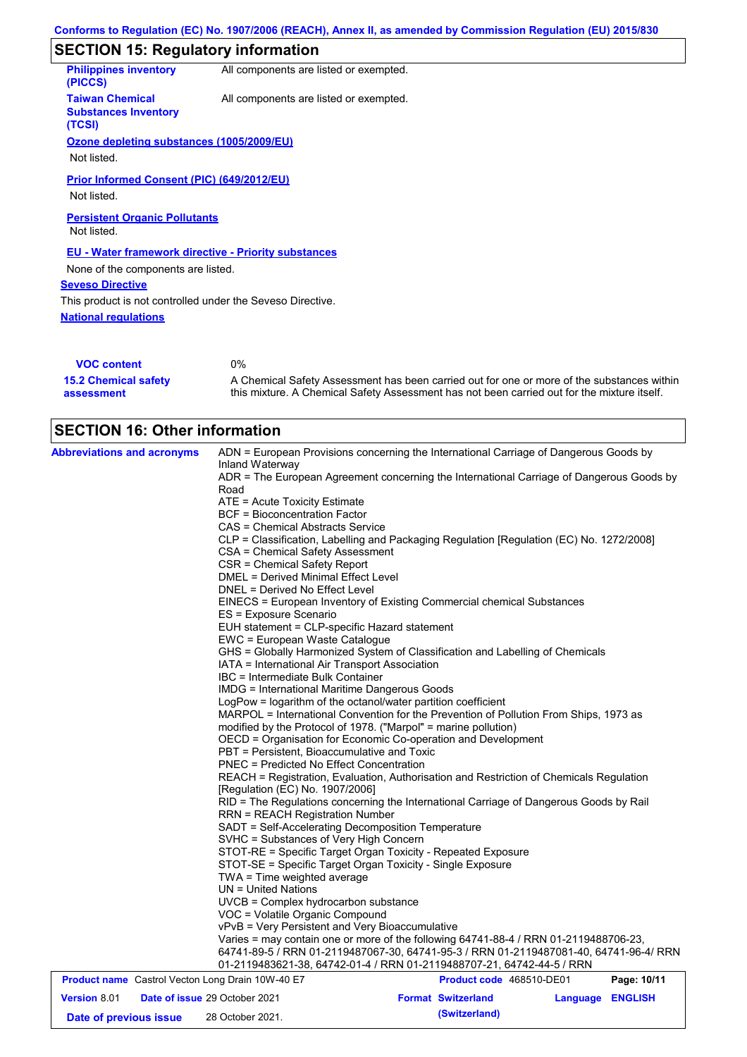## SECTION 15: Regulatory information

| | |
|---|---|
| **Philippines inventory (PICCS)** | All components are listed or exempted. |
| **Taiwan Chemical Substances Inventory (TCSI)** | All components are listed or exempted. |

**Ozone depleting substances (1005/2009/EU)**

Not listed.

**Prior Informed Consent (PIC) (649/2012/EU)**

Not listed.

**Persistent Organic Pollutants**

Not listed.

**EU - Water framework directive - Priority substances**

None of the components are listed.

**Seveso Directive**

This product is not controlled under the Seveso Directive.

**National regulations**

| | |
|---|---|
| **VOC content** | 0% |
| **15.2 Chemical safety assessment** | A Chemical Safety Assessment has been carried out for one or more of the substances within this mixture. A Chemical Safety Assessment has not been carried out for the mixture itself. |

## SECTION 16: Other information

**Abbreviations and acronyms**

ADN = European Provisions concerning the International Carriage of Dangerous Goods by Inland Waterway
ADR = The European Agreement concerning the International Carriage of Dangerous Goods by Road
ATE = Acute Toxicity Estimate
BCF = Bioconcentration Factor
CAS = Chemical Abstracts Service
CLP = Classification, Labelling and Packaging Regulation [Regulation (EC) No. 1272/2008]
CSA = Chemical Safety Assessment
CSR = Chemical Safety Report
DMEL = Derived Minimal Effect Level
DNEL = Derived No Effect Level
EINECS = European Inventory of Existing Commercial chemical Substances
ES = Exposure Scenario
EUH statement = CLP-specific Hazard statement
EWC = European Waste Catalogue
GHS = Globally Harmonized System of Classification and Labelling of Chemicals
IATA = International Air Transport Association
IBC = Intermediate Bulk Container
IMDG = International Maritime Dangerous Goods
LogPow = logarithm of the octanol/water partition coefficient
MARPOL = International Convention for the Prevention of Pollution From Ships, 1973 as modified by the Protocol of 1978. ("Marpol" = marine pollution)
OECD = Organisation for Economic Co-operation and Development
PBT = Persistent, Bioaccumulative and Toxic
PNEC = Predicted No Effect Concentration
REACH = Registration, Evaluation, Authorisation and Restriction of Chemicals Regulation [Regulation (EC) No. 1907/2006]
RID = The Regulations concerning the International Carriage of Dangerous Goods by Rail
RRN = REACH Registration Number
SADT = Self-Accelerating Decomposition Temperature
SVHC = Substances of Very High Concern
STOT-RE = Specific Target Organ Toxicity - Repeated Exposure
STOT-SE = Specific Target Organ Toxicity - Single Exposure
TWA = Time weighted average
UN = United Nations
UVCB = Complex hydrocarbon substance
VOC = Volatile Organic Compound
vPvB = Very Persistent and Very Bioaccumulative
Varies = may contain one or more of the following 64741-88-4 / RRN 01-2119488706-23, 64741-89-5 / RRN 01-2119487067-30, 64741-95-3 / RRN 01-2119487081-40, 64741-96-4/ RRN 01-2119483621-38, 64742-01-4 / RRN 01-2119488707-21, 64742-44-5 / RRN

| | | | |
|---|---|---|---|
| **Product name** Castrol Vecton Long Drain 10W-40 E7 | | **Product code** 468510-DE01 | |
| **Version** 8.01 | **Date of issue** 29 October 2021 | **Format Switzerland (Switzerland)** | **Language ENGLISH** |
| **Date of previous issue** | 28 October 2021. | | |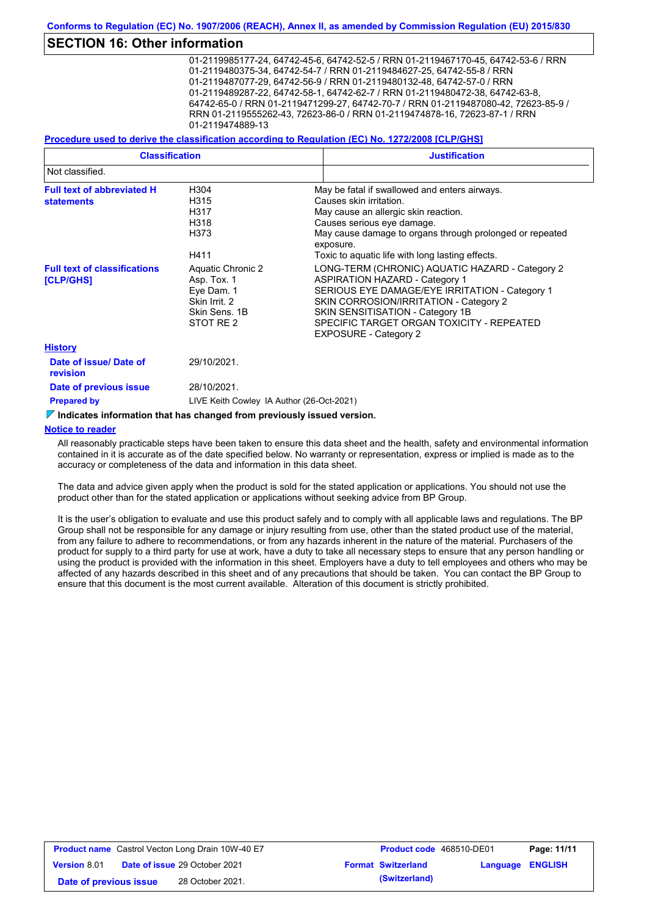## SECTION 16: Other information

01-2119985177-24, 64742-45-6, 64742-52-5 / RRN 01-2119467170-45, 64742-53-6 / RRN 01-2119480375-34, 64742-54-7 / RRN 01-2119484627-25, 64742-55-8 / RRN 01-2119487077-29, 64742-56-9 / RRN 01-2119480132-48, 64742-57-0 / RRN 01-2119489287-22, 64742-58-1, 64742-62-7 / RRN 01-2119480472-38, 64742-63-8, 64742-65-0 / RRN 01-2119471299-27, 64742-70-7 / RRN 01-2119487080-42, 72623-85-9 / RRN 01-2119555262-43, 72623-86-0 / RRN 01-2119474878-16, 72623-87-1 / RRN 01-2119474889-13

**Procedure used to derive the classification according to Regulation (EC) No. 1272/2008 [CLP/GHS]**

| Classification | Justification |
|---|---|
| Not classified. | |

**Full text of abbreviated H statements**

| | | |
|---|---|---|
| H304 | May be fatal if swallowed and enters airways. |
| H315 | Causes skin irritation. |
| H317 | May cause an allergic skin reaction. |
| H318 | Causes serious eye damage. |
| H373 | May cause damage to organs through prolonged or repeated exposure. |
| H411 | Toxic to aquatic life with long lasting effects. |

**Full text of classifications [CLP/GHS]**

| | |
|---|---|
| Aquatic Chronic 2 | LONG-TERM (CHRONIC) AQUATIC HAZARD - Category 2 |
| Asp. Tox. 1 | ASPIRATION HAZARD - Category 1 |
| Eye Dam. 1 | SERIOUS EYE DAMAGE/EYE IRRITATION - Category 1 |
| Skin Irrit. 2 | SKIN CORROSION/IRRITATION - Category 2 |
| Skin Sens. 1B | SKIN SENSITISATION - Category 1B |
| STOT RE 2 | SPECIFIC TARGET ORGAN TOXICITY - REPEATED EXPOSURE - Category 2 |

**History**

**Date of issue/ Date of revision** 29/10/2021.

**Date of previous issue** 28/10/2021.

**Prepared by** LIVE Keith Cowley IA Author (26-Oct-2021)

**Indicates information that has changed from previously issued version.**

**Notice to reader**

All reasonably practicable steps have been taken to ensure this data sheet and the health, safety and environmental information contained in it is accurate as of the date specified below. No warranty or representation, express or implied is made as to the accuracy or completeness of the data and information in this data sheet.

The data and advice given apply when the product is sold for the stated application or applications. You should not use the product other than for the stated application or applications without seeking advice from BP Group.

It is the user's obligation to evaluate and use this product safely and to comply with all applicable laws and regulations. The BP Group shall not be responsible for any damage or injury resulting from use, other than the stated product use of the material, from any failure to adhere to recommendations, or from any hazards inherent in the nature of the material. Purchasers of the product for supply to a third party for use at work, have a duty to take all necessary steps to ensure that any person handling or using the product is provided with the information in this sheet. Employers have a duty to tell employees and others who may be affected of any hazards described in this sheet and of any precautions that should be taken. You can contact the BP Group to ensure that this document is the most current available. Alteration of this document is strictly prohibited.